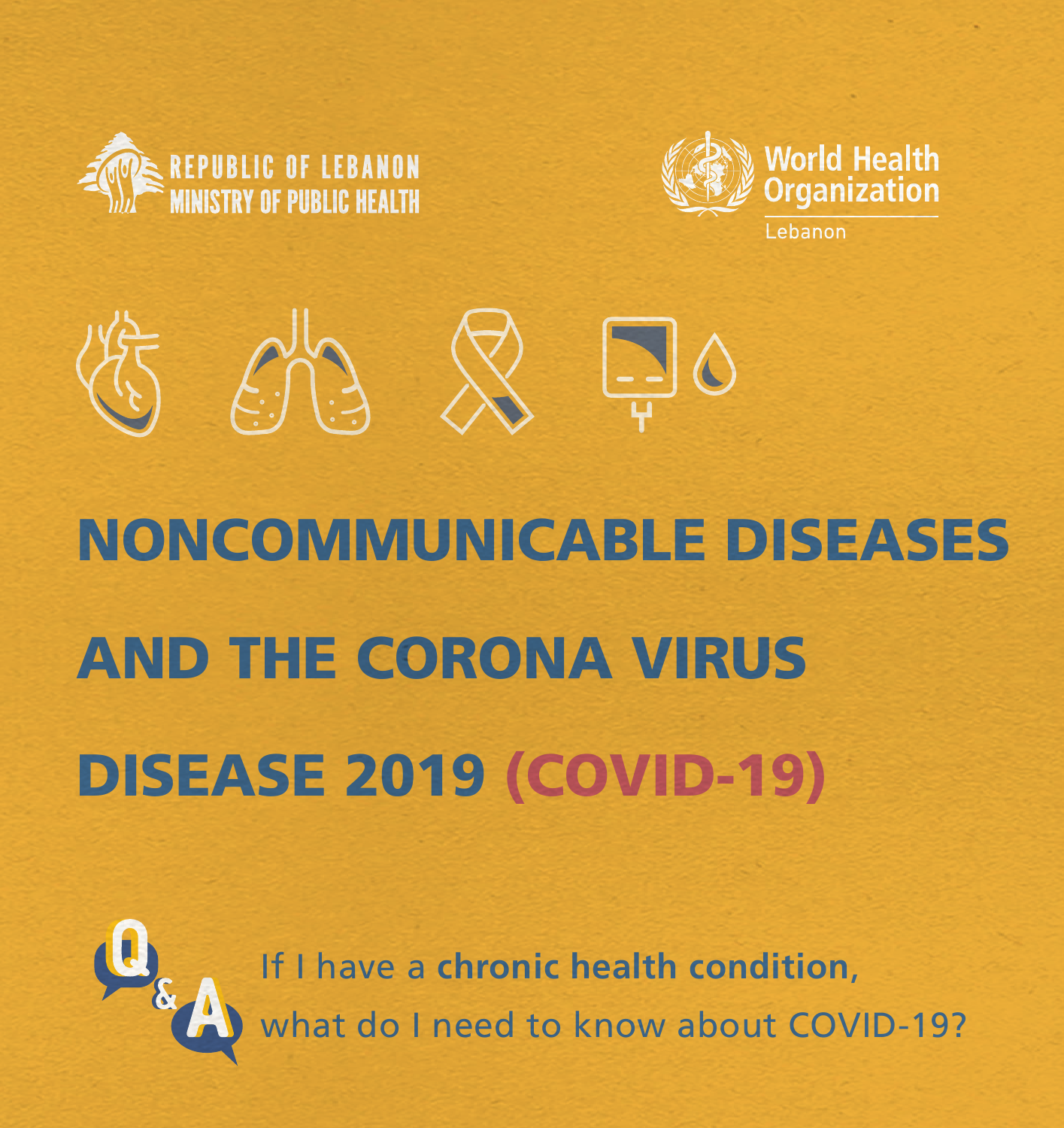REPUBLIC OF LEBANON
MINISTRY OF PUBLIC HEALTH

World Health Organization
Lebanon

# NONCOMMUNICABLE DISEASES AND THE CORONA VIRUS DISEASE 2019 (COVID-19)

Q&A

If I have a **chronic health condition**, what do I need to know about COVID-19?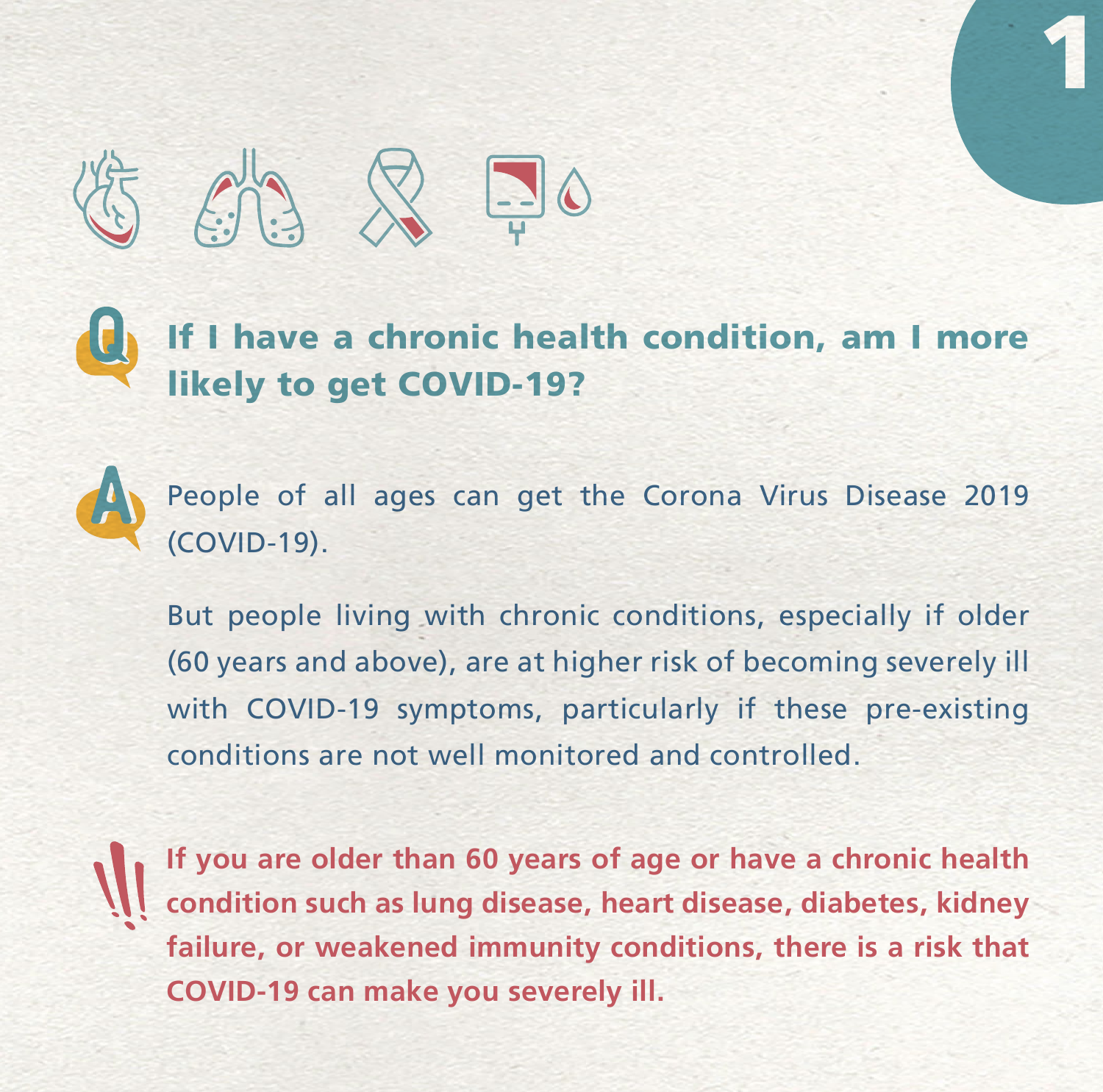**Q** **If I have a chronic health condition, am I more likely to get COVID-19?**

**A** People of all ages can get the Corona Virus Disease 2019 (COVID-19).

But people living with chronic conditions, especially if older (60 years and above), are at higher risk of becoming severely ill with COVID-19 symptoms, particularly if these pre-existing conditions are not well monitored and controlled.

**If you are older than 60 years of age or have a chronic health condition such as lung disease, heart disease, diabetes, kidney failure, or weakened immunity conditions, there is a risk that COVID-19 can make you severely ill.**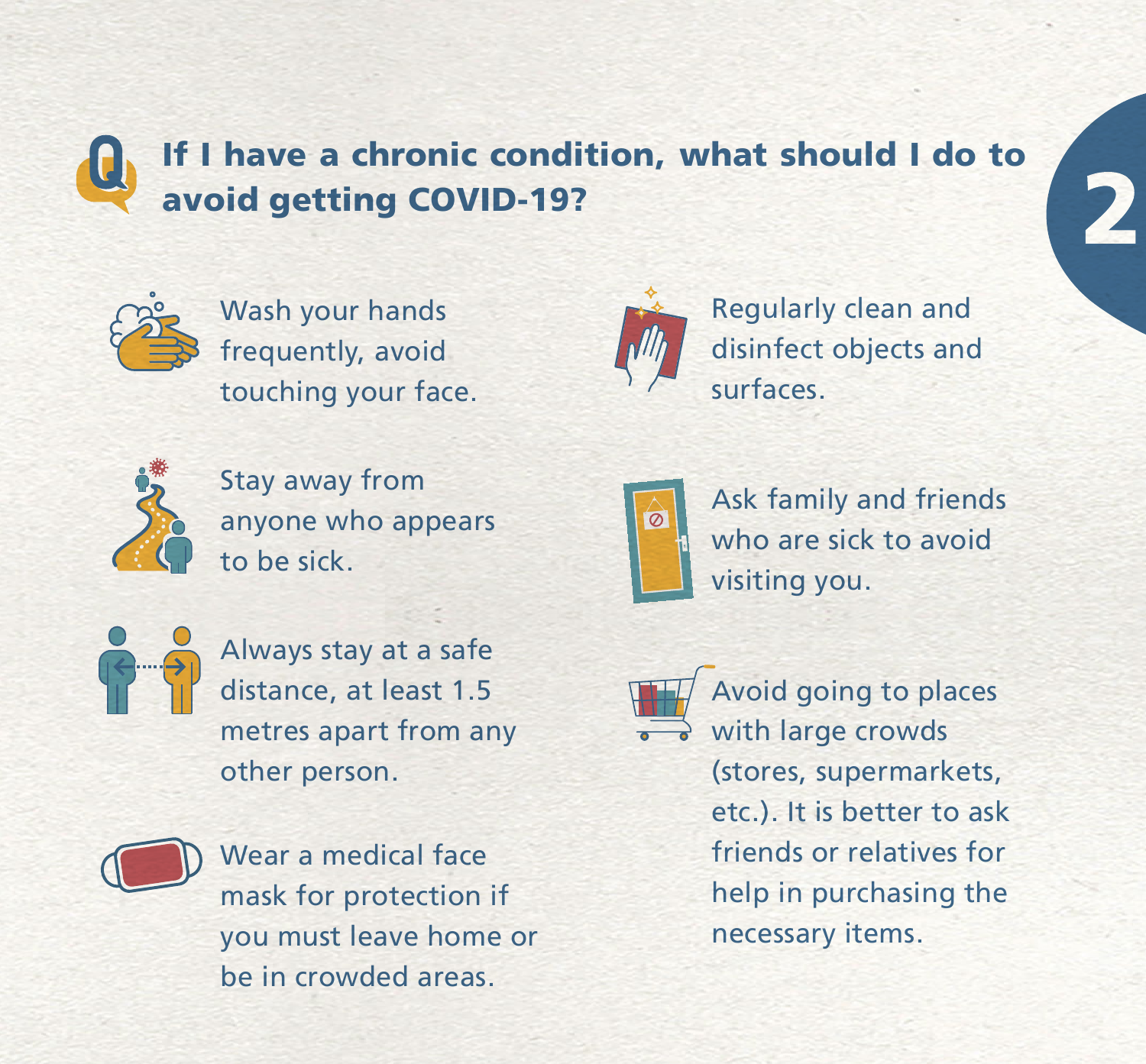## If I have a chronic condition, what should I do to avoid getting COVID-19?

- Wash your hands frequently, avoid touching your face.
- Stay away from anyone who appears to be sick.
- Always stay at a safe distance, at least 1.5 metres apart from any other person.
- Wear a medical face mask for protection if you must leave home or be in crowded areas.
- Regularly clean and disinfect objects and surfaces.
- Ask family and friends who are sick to avoid visiting you.
- Avoid going to places with large crowds (stores, supermarkets, etc.). It is better to ask friends or relatives for help in purchasing the necessary items.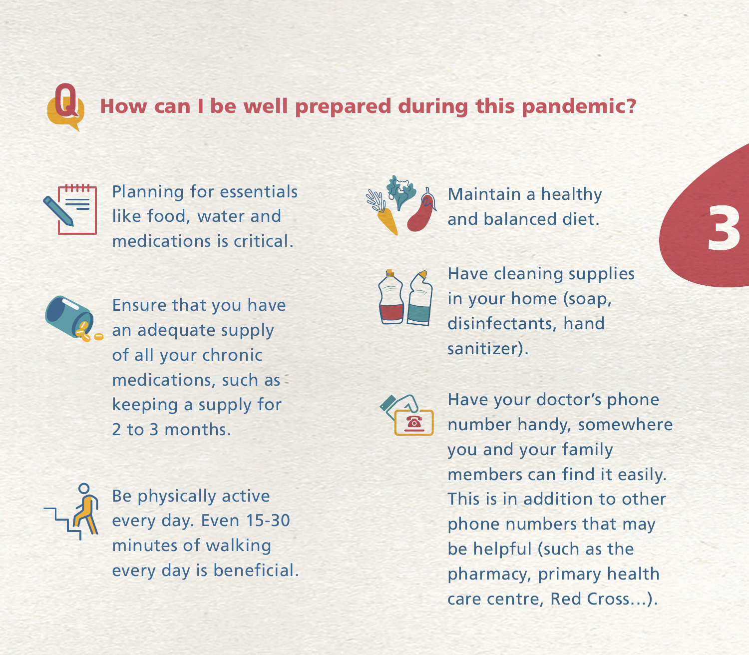## How can I be well prepared during this pandemic?

- Planning for essentials like food, water and medications is critical.
- Ensure that you have an adequate supply of all your chronic medications, such as keeping a supply for 2 to 3 months.
- Be physically active every day. Even 15-30 minutes of walking every day is beneficial.
- Maintain a healthy and balanced diet.
- Have cleaning supplies in your home (soap, disinfectants, hand sanitizer).
- Have your doctor's phone number handy, somewhere you and your family members can find it easily. This is in addition to other phone numbers that may be helpful (such as the pharmacy, primary health care centre, Red Cross...).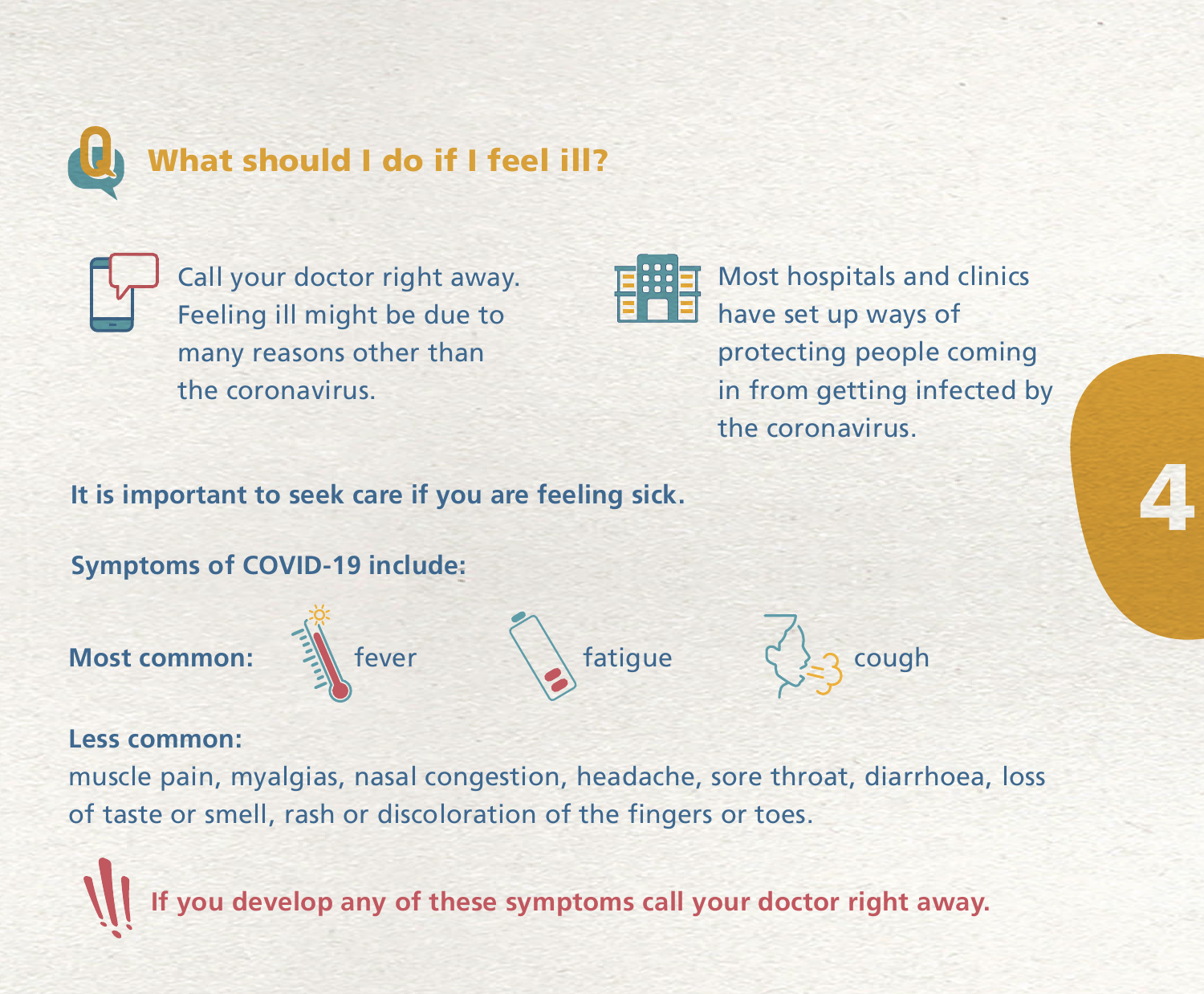## What should I do if I feel ill?

Call your doctor right away. Feeling ill might be due to many reasons other than the coronavirus.

Most hospitals and clinics have set up ways of protecting people coming in from getting infected by the coronavirus.

**It is important to seek care if you are feeling sick.**

**Symptoms of COVID-19 include:**

**Most common:** fever, fatigue, cough

**Less common:**

muscle pain, myalgias, nasal congestion, headache, sore throat, diarrhoea, loss of taste or smell, rash or discoloration of the fingers or toes.

**If you develop any of these symptoms call your doctor right away.**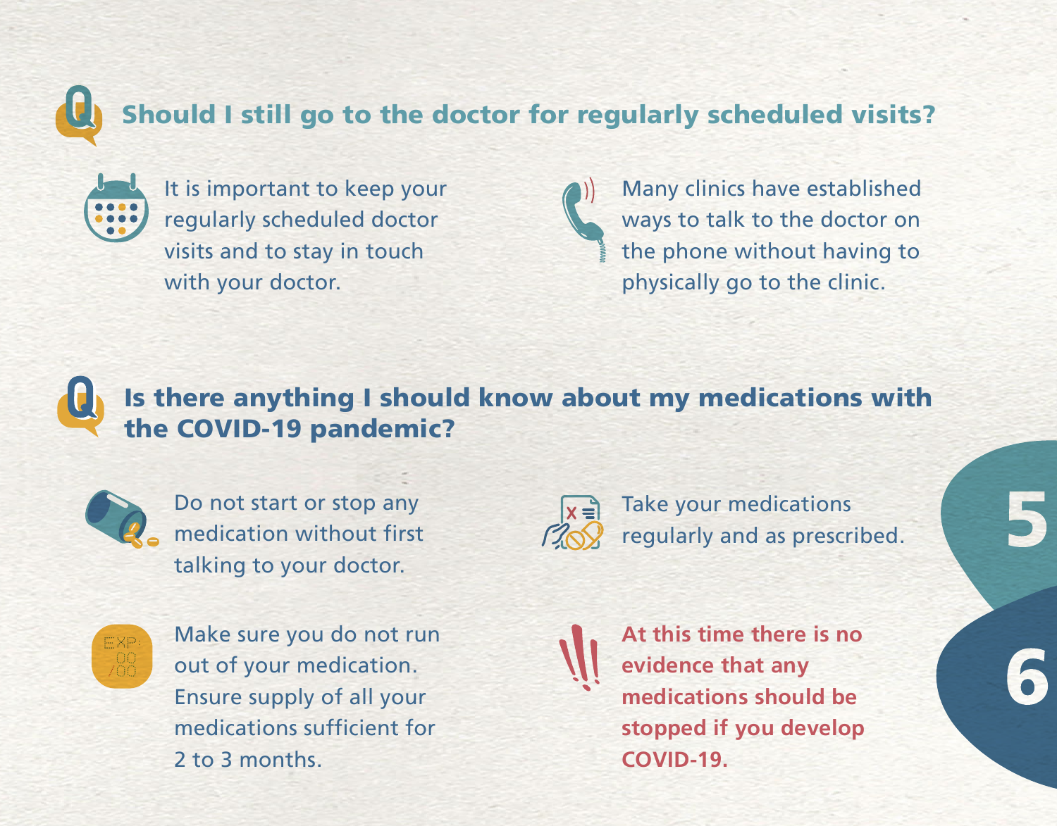## Should I still go to the doctor for regularly scheduled visits?

It is important to keep your regularly scheduled doctor visits and to stay in touch with your doctor.

Many clinics have established ways to talk to the doctor on the phone without having to physically go to the clinic.

## Is there anything I should know about my medications with the COVID-19 pandemic?

Do not start or stop any medication without first talking to your doctor.

Take your medications regularly and as prescribed.

Make sure you do not run out of your medication. Ensure supply of all your medications sufficient for 2 to 3 months.

**At this time there is no evidence that any medications should be stopped if you develop COVID-19.**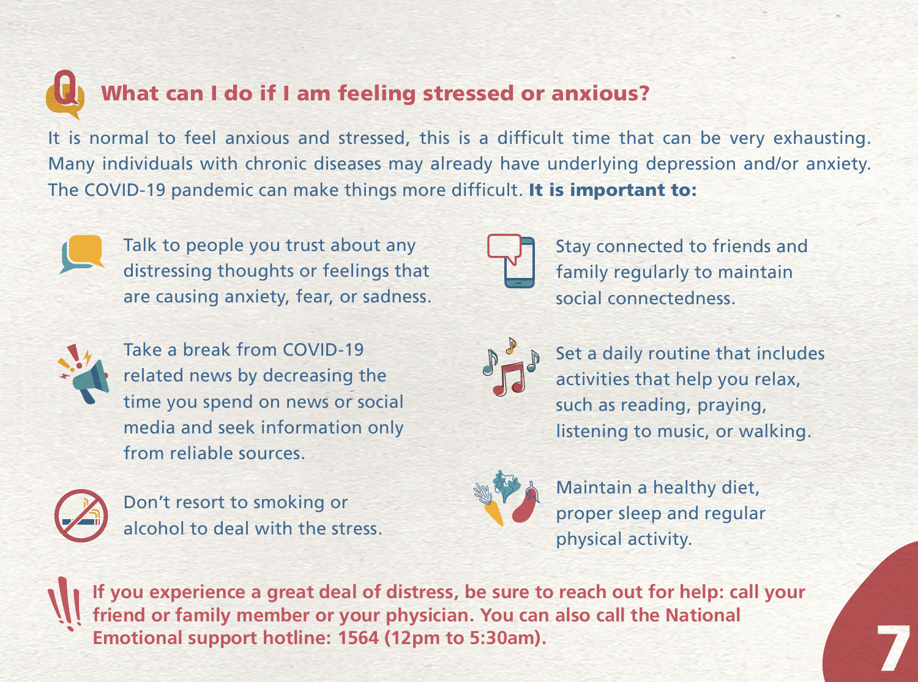## What can I do if I am feeling stressed or anxious?

It is normal to feel anxious and stressed, this is a difficult time that can be very exhausting. Many individuals with chronic diseases may already have underlying depression and/or anxiety. The COVID-19 pandemic can make things more difficult. **It is important to:**

- Talk to people you trust about any distressing thoughts or feelings that are causing anxiety, fear, or sadness.
- Take a break from COVID-19 related news by decreasing the time you spend on news or social media and seek information only from reliable sources.
- Don't resort to smoking or alcohol to deal with the stress.
- Stay connected to friends and family regularly to maintain social connectedness.
- Set a daily routine that includes activities that help you relax, such as reading, praying, listening to music, or walking.
- Maintain a healthy diet, proper sleep and regular physical activity.

**If you experience a great deal of distress, be sure to reach out for help: call your friend or family member or your physician. You can also call the National Emotional support hotline: 1564 (12pm to 5:30am).**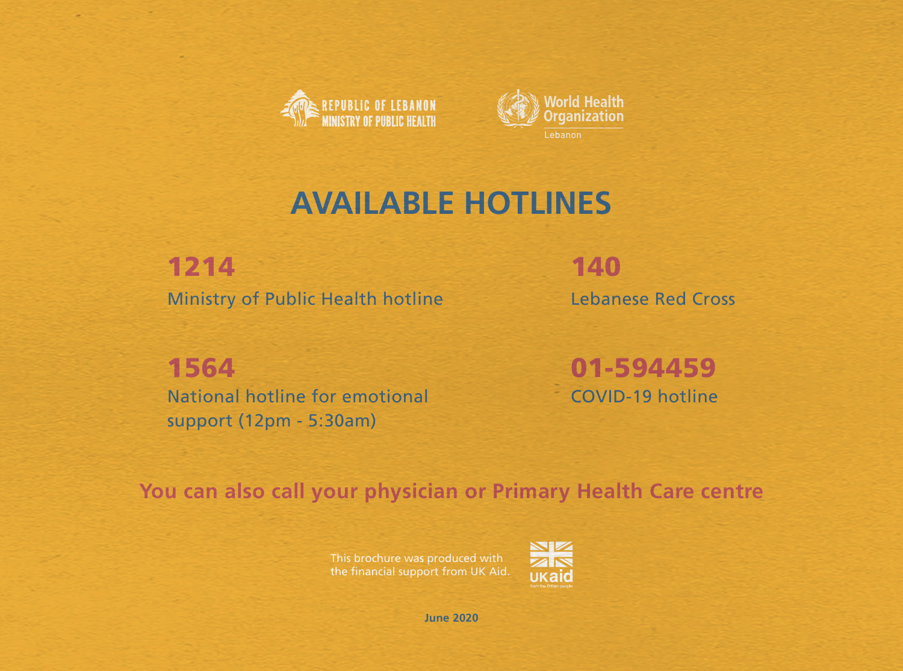REPUBLIC OF LEBANON
MINISTRY OF PUBLIC HEALTH

World Health Organization
Lebanon

# AVAILABLE HOTLINES

**1214**
Ministry of Public Health hotline

**140**
Lebanese Red Cross

**1564**
National hotline for emotional support (12pm - 5:30am)

**01-594459**
COVID-19 hotline

**You can also call your physician or Primary Health Care centre**

This brochure was produced with the financial support from UK Aid.

UKaid
from the British people

**June 2020**